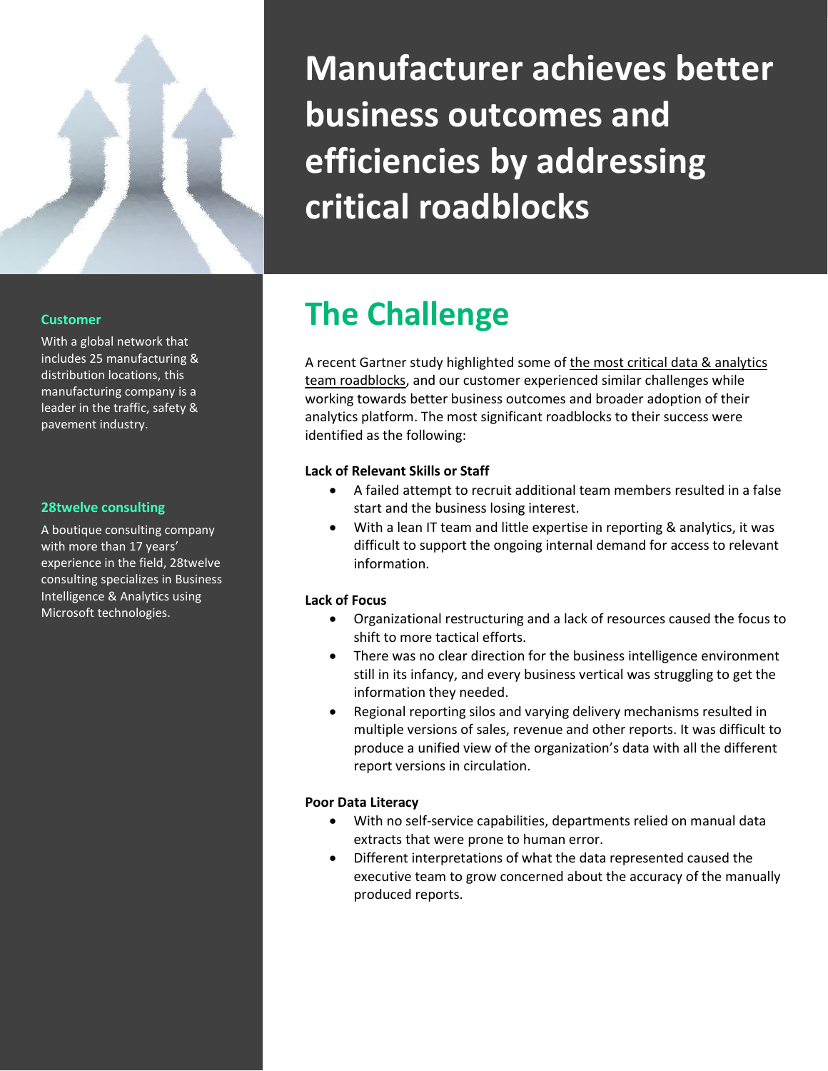# Manufacturer achieves better business outcomes and efficiencies by addressing critical roadblocks

**Customer**

With a global network that includes 25 manufacturing & distribution locations, this manufacturing company is a leader in the traffic, safety & pavement industry.

**28twelve consulting**

A boutique consulting company with more than 17 years' experience in the field, 28twelve consulting specializes in Business Intelligence & Analytics using Microsoft technologies.

## The Challenge

A recent Gartner study highlighted some of the most critical data & analytics team roadblocks, and our customer experienced similar challenges while working towards better business outcomes and broader adoption of their analytics platform. The most significant roadblocks to their success were identified as the following:

**Lack of Relevant Skills or Staff**

- A failed attempt to recruit additional team members resulted in a false start and the business losing interest.
- With a lean IT team and little expertise in reporting & analytics, it was difficult to support the ongoing internal demand for access to relevant information.

**Lack of Focus**

- Organizational restructuring and a lack of resources caused the focus to shift to more tactical efforts.
- There was no clear direction for the business intelligence environment still in its infancy, and every business vertical was struggling to get the information they needed.
- Regional reporting silos and varying delivery mechanisms resulted in multiple versions of sales, revenue and other reports. It was difficult to produce a unified view of the organization's data with all the different report versions in circulation.

**Poor Data Literacy**

- With no self-service capabilities, departments relied on manual data extracts that were prone to human error.
- Different interpretations of what the data represented caused the executive team to grow concerned about the accuracy of the manually produced reports.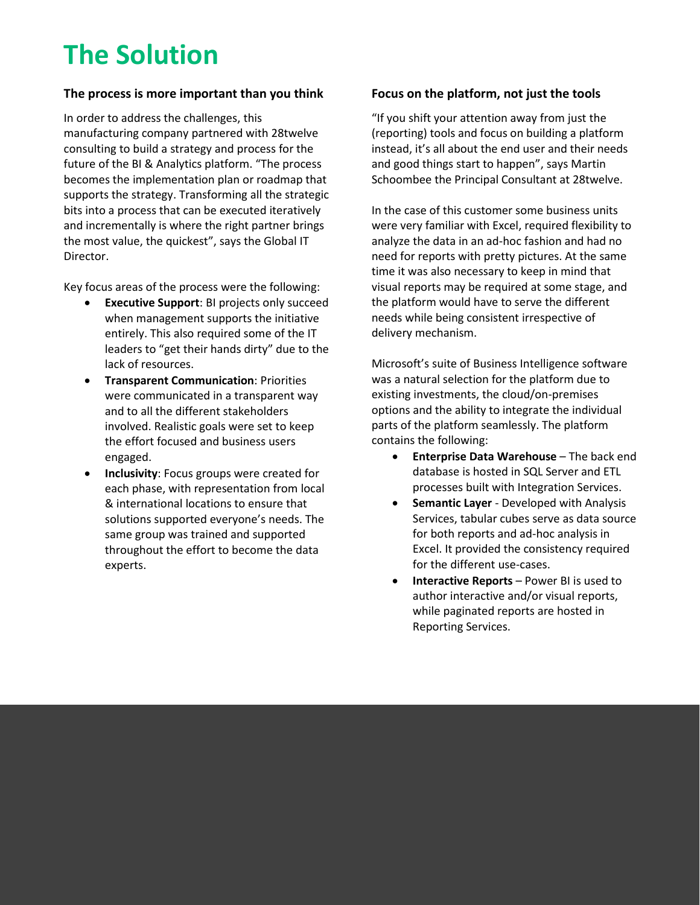# The Solution

### The process is more important than you think

In order to address the challenges, this manufacturing company partnered with 28twelve consulting to build a strategy and process for the future of the BI & Analytics platform. "The process becomes the implementation plan or roadmap that supports the strategy. Transforming all the strategic bits into a process that can be executed iteratively and incrementally is where the right partner brings the most value, the quickest", says the Global IT Director.

Key focus areas of the process were the following:

- **Executive Support**: BI projects only succeed when management supports the initiative entirely. This also required some of the IT leaders to "get their hands dirty" due to the lack of resources.
- **Transparent Communication**: Priorities were communicated in a transparent way and to all the different stakeholders involved. Realistic goals were set to keep the effort focused and business users engaged.
- **Inclusivity**: Focus groups were created for each phase, with representation from local & international locations to ensure that solutions supported everyone's needs. The same group was trained and supported throughout the effort to become the data experts.

### Focus on the platform, not just the tools

"If you shift your attention away from just the (reporting) tools and focus on building a platform instead, it's all about the end user and their needs and good things start to happen", says Martin Schoombee the Principal Consultant at 28twelve.

In the case of this customer some business units were very familiar with Excel, required flexibility to analyze the data in an ad-hoc fashion and had no need for reports with pretty pictures. At the same time it was also necessary to keep in mind that visual reports may be required at some stage, and the platform would have to serve the different needs while being consistent irrespective of delivery mechanism.

Microsoft's suite of Business Intelligence software was a natural selection for the platform due to existing investments, the cloud/on-premises options and the ability to integrate the individual parts of the platform seamlessly. The platform contains the following:

- **Enterprise Data Warehouse** – The back end database is hosted in SQL Server and ETL processes built with Integration Services.
- **Semantic Layer** - Developed with Analysis Services, tabular cubes serve as data source for both reports and ad-hoc analysis in Excel. It provided the consistency required for the different use-cases.
- **Interactive Reports** – Power BI is used to author interactive and/or visual reports, while paginated reports are hosted in Reporting Services.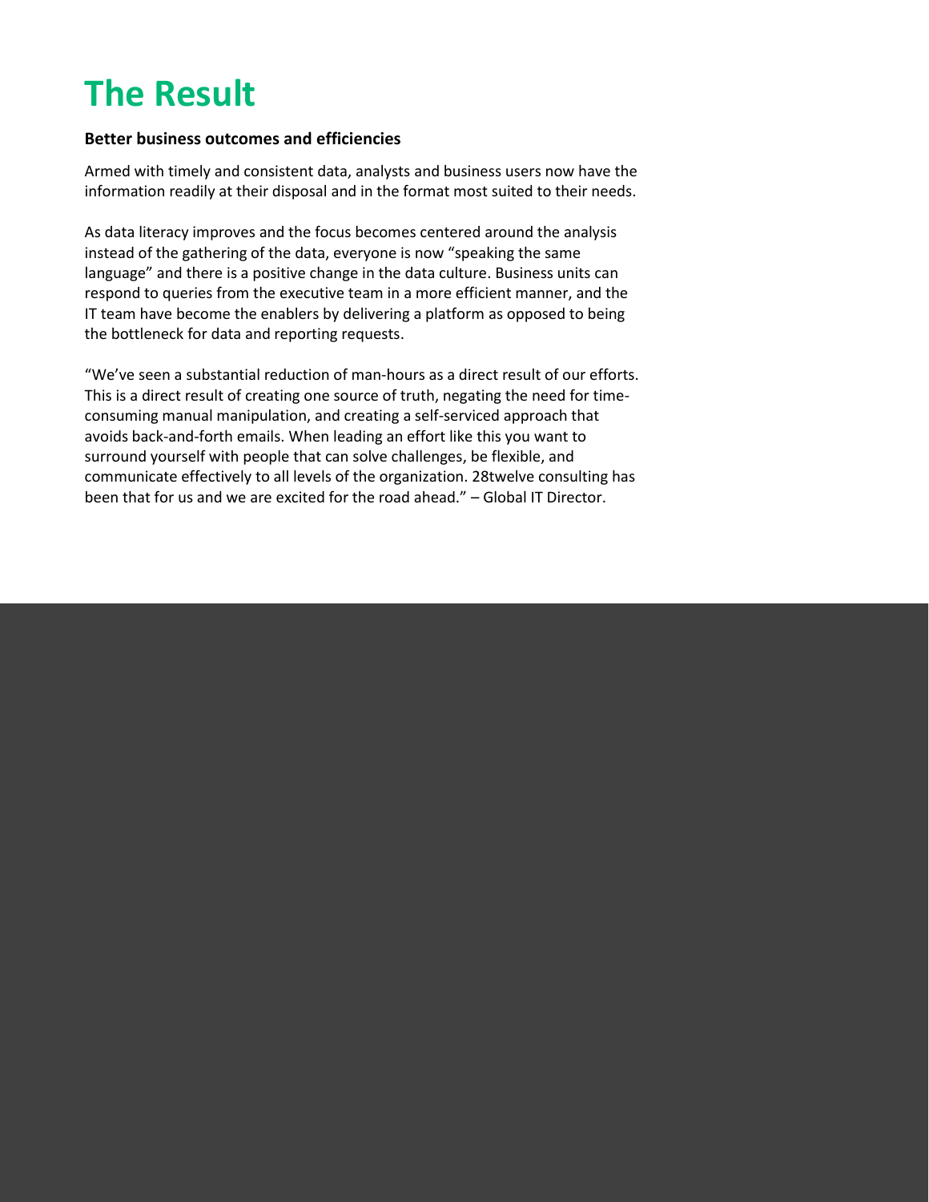# The Result

**Better business outcomes and efficiencies**

Armed with timely and consistent data, analysts and business users now have the information readily at their disposal and in the format most suited to their needs.

As data literacy improves and the focus becomes centered around the analysis instead of the gathering of the data, everyone is now "speaking the same language" and there is a positive change in the data culture. Business units can respond to queries from the executive team in a more efficient manner, and the IT team have become the enablers by delivering a platform as opposed to being the bottleneck for data and reporting requests.

"We've seen a substantial reduction of man-hours as a direct result of our efforts. This is a direct result of creating one source of truth, negating the need for time-consuming manual manipulation, and creating a self-serviced approach that avoids back-and-forth emails. When leading an effort like this you want to surround yourself with people that can solve challenges, be flexible, and communicate effectively to all levels of the organization. 28twelve consulting has been that for us and we are excited for the road ahead." – Global IT Director.